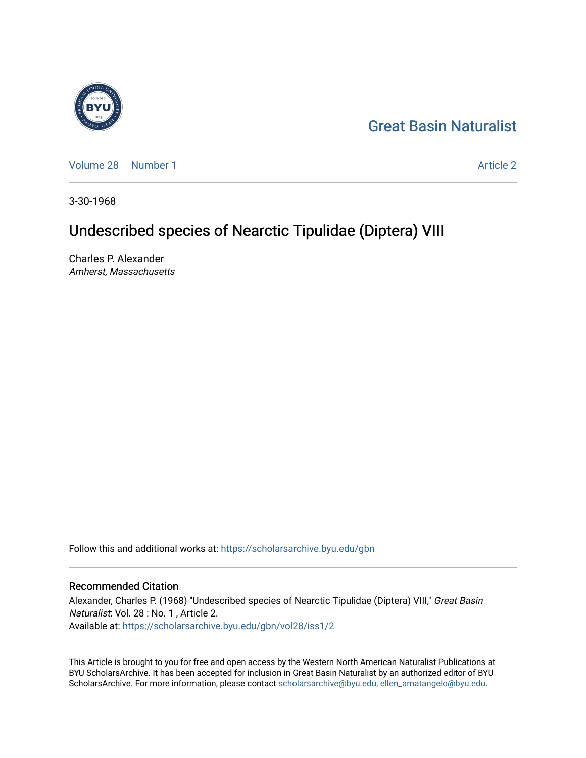Great Basin Naturalist

Volume 28 | Number 1 Article 2

3-30-1968

# Undescribed species of Nearctic Tipulidae (Diptera) VIII

Charles P. Alexander
*Amherst, Massachusetts*

Follow this and additional works at: https://scholarsarchive.byu.edu/gbn

## Recommended Citation

Alexander, Charles P. (1968) "Undescribed species of Nearctic Tipulidae (Diptera) VIII," *Great Basin Naturalist*: Vol. 28 : No. 1 , Article 2.
Available at: https://scholarsarchive.byu.edu/gbn/vol28/iss1/2

This Article is brought to you for free and open access by the Western North American Naturalist Publications at BYU ScholarsArchive. It has been accepted for inclusion in Great Basin Naturalist by an authorized editor of BYU ScholarsArchive. For more information, please contact scholarsarchive@byu.edu, ellen_amatangelo@byu.edu.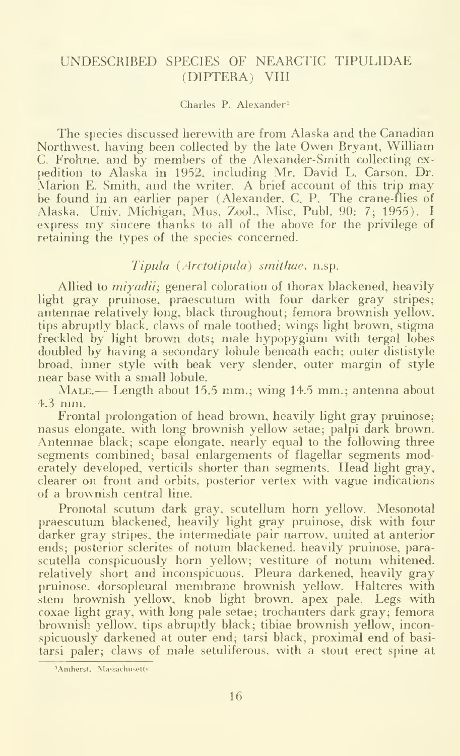# UNDESCRIBED SPECIES OF NEARCTIC TIPULIDAE (DIPTERA) VIII

Charles P. Alexander[1]

The species discussed herewith are from Alaska and the Canadian Northwest, having been collected by the late Owen Bryant, William C. Frohne, and by members of the Alexander-Smith collecting expedition to Alaska in 1952, including Mr. David L. Carson, Dr. Marion E. Smith, and the writer. A brief account of this trip may be found in an earlier paper (Alexander, C. P. The crane-flies of Alaska. Univ. Michigan, Mus. Zool., Misc. Publ. 90: 7; 1955). I express my sincere thanks to all of the above for the privilege of retaining the types of the species concerned.

## *Tipula* (*Arctotipula*) *smithae*, n.sp.

Allied to *miyadii*; general coloration of thorax blackened, heavily light gray pruinose, praescutum with four darker gray stripes; antennae relatively long, black throughout; femora brownish yellow, tips abruptly black, claws of male toothed; wings light brown, stigma freckled by light brown dots; male hypopygium with tergal lobes doubled by having a secondary lobule beneath each; outer dististyle broad, inner style with beak very slender, outer margin of style near base with a small lobule.

MALE.— Length about 15.5 mm.; wing 14.5 mm.; antenna about 4.3 mm.

Frontal prolongation of head brown, heavily light gray pruinose; nasus elongate, with long brownish yellow setae; palpi dark brown. Antennae black; scape elongate, nearly equal to the following three segments combined; basal enlargements of flagellar segments moderately developed, verticils shorter than segments. Head light gray, clearer on front and orbits, posterior vertex with vague indications of a brownish central line.

Pronotal scutum dark gray, scutellum horn yellow. Mesonotal praescutum blackened, heavily light gray pruinose, disk with four darker gray stripes, the intermediate pair narrow, united at anterior ends; posterior sclerites of notum blackened, heavily pruinose, parascutella conspicuously horn yellow; vestiture of notum whitened, relatively short and inconspicuous. Pleura darkened, heavily gray pruinose, dorsopleural membrane brownish yellow. Halteres with stem brownish yellow, knob light brown, apex pale. Legs with coxae light gray, with long pale setae; trochanters dark gray; femora brownish yellow, tips abruptly black; tibiae brownish yellow, inconspicuously darkened at outer end; tarsi black, proximal end of basitarsi paler; claws of male setuliferous, with a stout erect spine at

[1] Amherst, Massachusetts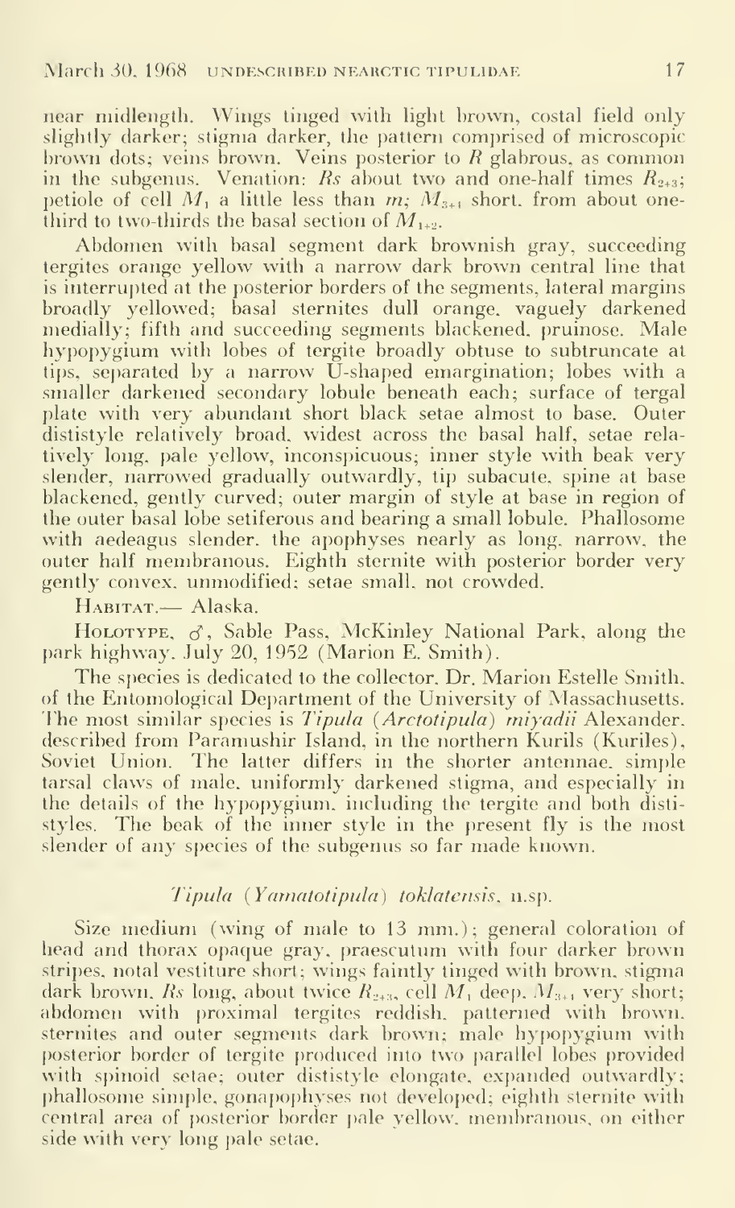near midlength. Wings tinged with light brown, costal field only slightly darker; stigma darker, the pattern comprised of microscopic brown dots; veins brown. Veins posterior to *R* glabrous, as common in the subgenus. Venation: *Rs* about two and one-half times $R_{2+3}$; petiole of cell $M_1$ a little less than *m*; $M_{3+4}$ short, from about one-third to two-thirds the basal section of $M_{1+2}$.

Abdomen with basal segment dark brownish gray, succeeding tergites orange yellow with a narrow dark brown central line that is interrupted at the posterior borders of the segments, lateral margins broadly yellowed; basal sternites dull orange, vaguely darkened medially; fifth and succeeding segments blackened, pruinose. Male hypopygium with lobes of tergite broadly obtuse to subtruncate at tips, separated by a narrow U-shaped emargination; lobes with a smaller darkened secondary lobule beneath each; surface of tergal plate with very abundant short black setae almost to base. Outer dististyle relatively broad, widest across the basal half, setae relatively long, pale yellow, inconspicuous; inner style with beak very slender, narrowed gradually outwardly, tip subacute, spine at base blackened, gently curved; outer margin of style at base in region of the outer basal lobe setiferous and bearing a small lobule. Phallosome with aedeagus slender, the apophyses nearly as long, narrow, the outer half membranous. Eighth sternite with posterior border very gently convex, unmodified; setae small, not crowded.

Habitat.— Alaska.

Holotype, ♂, Sable Pass, McKinley National Park, along the park highway, July 20, 1952 (Marion E. Smith).

The species is dedicated to the collector, Dr. Marion Estelle Smith, of the Entomological Department of the University of Massachusetts. The most similar species is *Tipula* (*Arctotipula*) *miyadii* Alexander, described from Paramushir Island, in the northern Kurils (Kuriles), Soviet Union. The latter differs in the shorter antennae, simple tarsal claws of male, uniformly darkened stigma, and especially in the details of the hypopygium, including the tergite and both dististyles. The beak of the inner style in the present fly is the most slender of any species of the subgenus so far made known.

### *Tipula* (*Yamatotipula*) *toklatensis*, n.sp.

Size medium (wing of male to 13 mm.); general coloration of head and thorax opaque gray, praescutum with four darker brown stripes, notal vestiture short; wings faintly tinged with brown, stigma dark brown, *Rs* long, about twice $R_{2+3}$, cell $M_1$ deep, $M_{3+4}$ very short; abdomen with proximal tergites reddish, patterned with brown, sternites and outer segments dark brown; male hypopygium with posterior border of tergite produced into two parallel lobes provided with spinoid setae; outer dististyle elongate, expanded outwardly; phallosome simple, gonapophyses not developed; eighth sternite with central area of posterior border pale yellow, membranous, on either side with very long pale setae.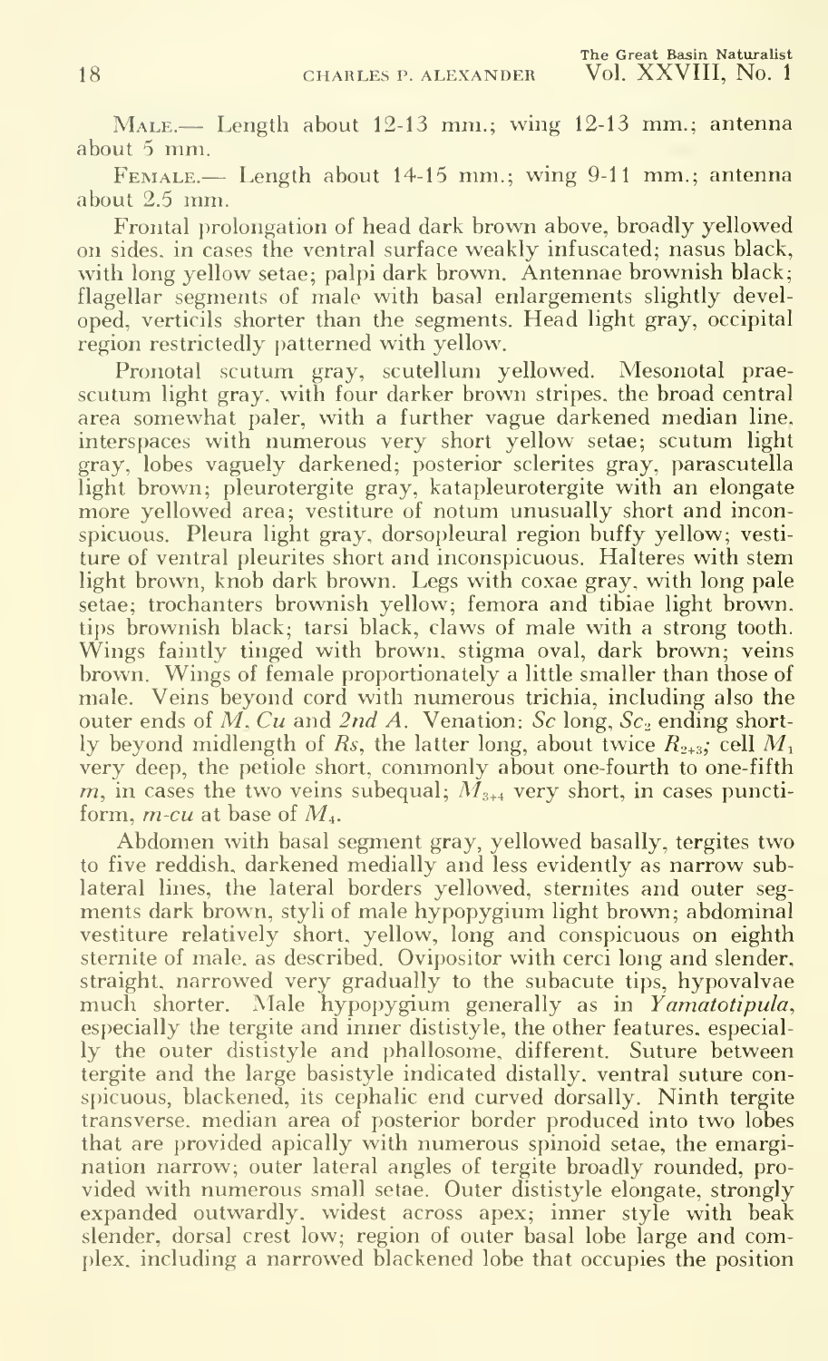Male.— Length about 12-13 mm.; wing 12-13 mm.; antenna about 5 mm.

Female.— Length about 14-15 mm.; wing 9-11 mm.; antenna about 2.5 mm.

Frontal prolongation of head dark brown above, broadly yellowed on sides, in cases the ventral surface weakly infuscated; nasus black, with long yellow setae; palpi dark brown. Antennae brownish black; flagellar segments of male with basal enlargements slightly developed, verticils shorter than the segments. Head light gray, occipital region restrictedly patterned with yellow.

Pronotal scutum gray, scutellum yellowed. Mesonotal praescutum light gray, with four darker brown stripes, the broad central area somewhat paler, with a further vague darkened median line, interspaces with numerous very short yellow setae; scutum light gray, lobes vaguely darkened; posterior sclerites gray, parascutella light brown; pleurotergite gray, katapleurotergite with an elongate more yellowed area; vestiture of notum unusually short and inconspicuous. Pleura light gray, dorsopleural region buffy yellow; vestiture of ventral pleurites short and inconspicuous. Halteres with stem light brown, knob dark brown. Legs with coxae gray, with long pale setae; trochanters brownish yellow; femora and tibiae light brown, tips brownish black; tarsi black, claws of male with a strong tooth. Wings faintly tinged with brown, stigma oval, dark brown; veins brown. Wings of female proportionately a little smaller than those of male. Veins beyond cord with numerous trichia, including also the outer ends of *M*, *Cu* and *2nd A*. Venation: *Sc* long, $Sc_2$ ending shortly beyond midlength of *Rs*, the latter long, about twice $R_{2+3}$; cell $M_1$ very deep, the petiole short, commonly about one-fourth to one-fifth *m*, in cases the two veins subequal; $M_{3+4}$ very short, in cases punctiform, *m-cu* at base of $M_4$.

Abdomen with basal segment gray, yellowed basally, tergites two to five reddish, darkened medially and less evidently as narrow sublateral lines, the lateral borders yellowed, sternites and outer segments dark brown, styli of male hypopygium light brown; abdominal vestiture relatively short, yellow, long and conspicuous on eighth sternite of male, as described. Ovipositor with cerci long and slender, straight, narrowed very gradually to the subacute tips, hypovalvae much shorter. Male hypopygium generally as in *Yamatotipula*, especially the tergite and inner dististyle, the other features, especially the outer dististyle and phallosome, different. Suture between tergite and the large basistyle indicated distally, ventral suture conspicuous, blackened, its cephalic end curved dorsally. Ninth tergite transverse, median area of posterior border produced into two lobes that are provided apically with numerous spinoid setae, the emargination narrow; outer lateral angles of tergite broadly rounded, provided with numerous small setae. Outer dististyle elongate, strongly expanded outwardly, widest across apex; inner style with beak slender, dorsal crest low; region of outer basal lobe large and complex, including a narrowed blackened lobe that occupies the position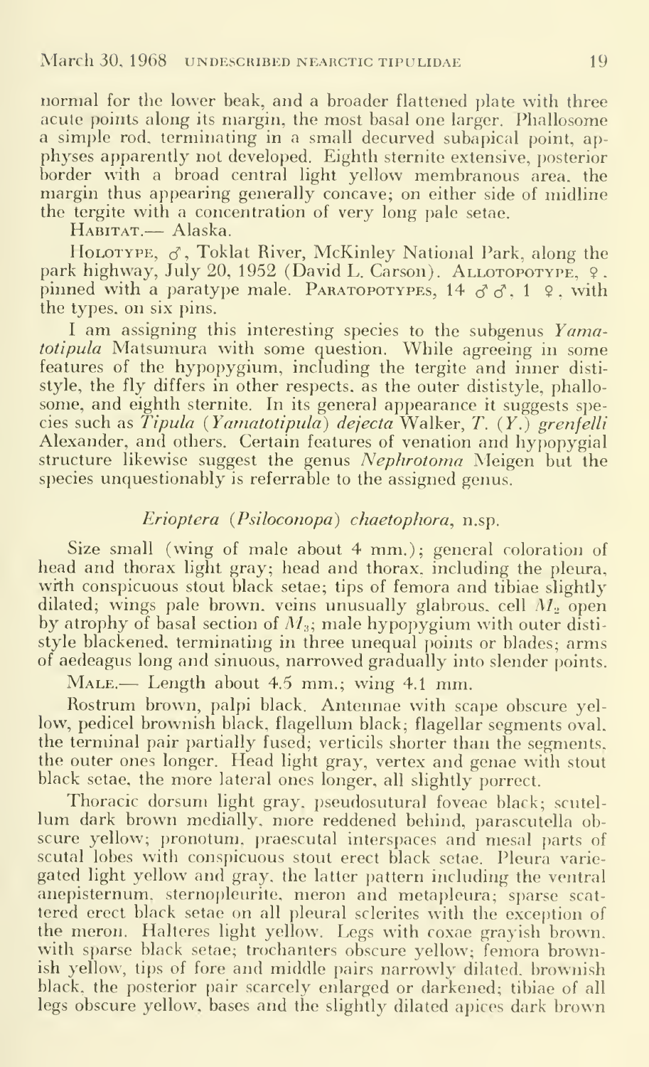normal for the lower beak, and a broader flattened plate with three acute points along its margin, the most basal one larger. Phallosome a simple rod, terminating in a small decurved subapical point, apphyses apparently not developed. Eighth sternite extensive, posterior border with a broad central light yellow membranous area, the margin thus appearing generally concave; on either side of midline the tergite with a concentration of very long pale setae.

HABITAT.— Alaska.

HOLOTYPE, ♂, Toklat River, McKinley National Park, along the park highway, July 20, 1952 (David L. Carson). ALLOTOPOTYPE, ♀, pinned with a paratype male. PARATOPOTYPES, 14 ♂♂, 1 ♀, with the types, on six pins.

I am assigning this interesting species to the subgenus *Yamatotipula* Matsumura with some question. While agreeing in some features of the hypopygium, including the tergite and inner dististyle, the fly differs in other respects, as the outer dististyle, phallosome, and eighth sternite. In its general appearance it suggests species such as *Tipula* (*Yamatotipula*) *dejecta* Walker, *T.* (*Y.*) *grenfelli* Alexander, and others. Certain features of venation and hypopygial structure likewise suggest the genus *Nephrotoma* Meigen but the species unquestionably is referrable to the assigned genus.

### *Erioptera* (*Psiloconopa*) *chaetophora*, n.sp.

Size small (wing of male about 4 mm.); general coloration of head and thorax light gray; head and thorax, including the pleura, with conspicuous stout black setae; tips of femora and tibiae slightly dilated; wings pale brown, veins unusually glabrous, cell $M_2$ open by atrophy of basal section of $M_3$; male hypopygium with outer dististyle blackened, terminating in three unequal points or blades; arms of aedeagus long and sinuous, narrowed gradually into slender points.

MALE.— Length about 4.5 mm.; wing 4.1 mm.

Rostrum brown, palpi black. Antennae with scape obscure yellow, pedicel brownish black, flagellum black; flagellar segments oval, the terminal pair partially fused; verticils shorter than the segments, the outer ones longer. Head light gray, vertex and genae with stout black setae, the more lateral ones longer, all slightly porrect.

Thoracic dorsum light gray, pseudosutural foveae black; scutellum dark brown medially, more reddened behind, parascutella obscure yellow; pronotum, praescutal interspaces and mesal parts of scutal lobes with conspicuous stout erect black setae. Pleura variegated light yellow and gray, the latter pattern including the ventral anepisternum, sternopleurite, meron and metapleura; sparse scattered erect black setae on all pleural sclerites with the exception of the meron. Halteres light yellow. Legs with coxae grayish brown, with sparse black setae; trochanters obscure yellow; femora brownish yellow, tips of fore and middle pairs narrowly dilated, brownish black, the posterior pair scarcely enlarged or darkened; tibiae of all legs obscure yellow, bases and the slightly dilated apices dark brown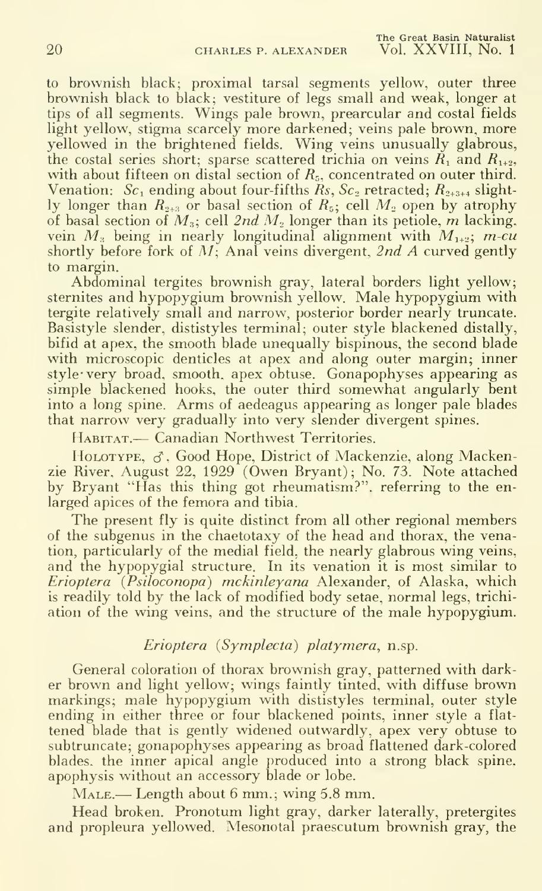to brownish black; proximal tarsal segments yellow, outer three brownish black to black; vestiture of legs small and weak, longer at tips of all segments. Wings pale brown, prearcular and costal fields light yellow, stigma scarcely more darkened; veins pale brown, more yellowed in the brightened fields. Wing veins unusually glabrous, the costal series short; sparse scattered trichia on veins $R_1$ and $R_{1+2}$, with about fifteen on distal section of $R_5$, concentrated on outer third. Venation: $Sc_1$ ending about four-fifths $Rs$, $Sc_2$ retracted; $R_{2+3+4}$ slightly longer than $R_{2+3}$ or basal section of $R_5$; cell $M_2$ open by atrophy of basal section of $M_3$; cell *2nd* $M_2$ longer than its petiole, $m$ lacking, vein $M_3$ being in nearly longitudinal alignment with $M_{1+2}$; $m$-$cu$ shortly before fork of $M$; Anal veins divergent, *2nd A* curved gently to margin.

Abdominal tergites brownish gray, lateral borders light yellow; sternites and hypopygium brownish yellow. Male hypopygium with tergite relatively small and narrow, posterior border nearly truncate. Basistyle slender, dististyles terminal; outer style blackened distally, bifid at apex, the smooth blade unequally bispinous, the second blade with microscopic denticles at apex and along outer margin; inner style very broad, smooth, apex obtuse. Gonapophyses appearing as simple blackened hooks, the outer third somewhat angularly bent into a long spine. Arms of aedeagus appearing as longer pale blades that narrow very gradually into very slender divergent spines.

HABITAT.— Canadian Northwest Territories.

HOLOTYPE, ♂, Good Hope, District of Mackenzie, along Mackenzie River, August 22, 1929 (Owen Bryant); No. 73. Note attached by Bryant "Has this thing got rheumatism?", referring to the enlarged apices of the femora and tibia.

The present fly is quite distinct from all other regional members of the subgenus in the chaetotaxy of the head and thorax, the venation, particularly of the medial field, the nearly glabrous wing veins, and the hypopygial structure. In its venation it is most similar to *Erioptera* (*Psiloconopa*) *mckinleyana* Alexander, of Alaska, which is readily told by the lack of modified body setae, normal legs, trichiation of the wing veins, and the structure of the male hypopygium.

### *Erioptera* (*Symplecta*) *platymera*, n.sp.

General coloration of thorax brownish gray, patterned with darker brown and light yellow; wings faintly tinted, with diffuse brown markings; male hypopygium with dististyles terminal, outer style ending in either three or four blackened points, inner style a flattened blade that is gently widened outwardly, apex very obtuse to subtruncate; gonapophyses appearing as broad flattened dark-colored blades, the inner apical angle produced into a strong black spine, apophysis without an accessory blade or lobe.

MALE.— Length about 6 mm.; wing 5.8 mm.

Head broken. Pronotum light gray, darker laterally, pretergites and propleura yellowed. Mesonotal praescutum brownish gray, the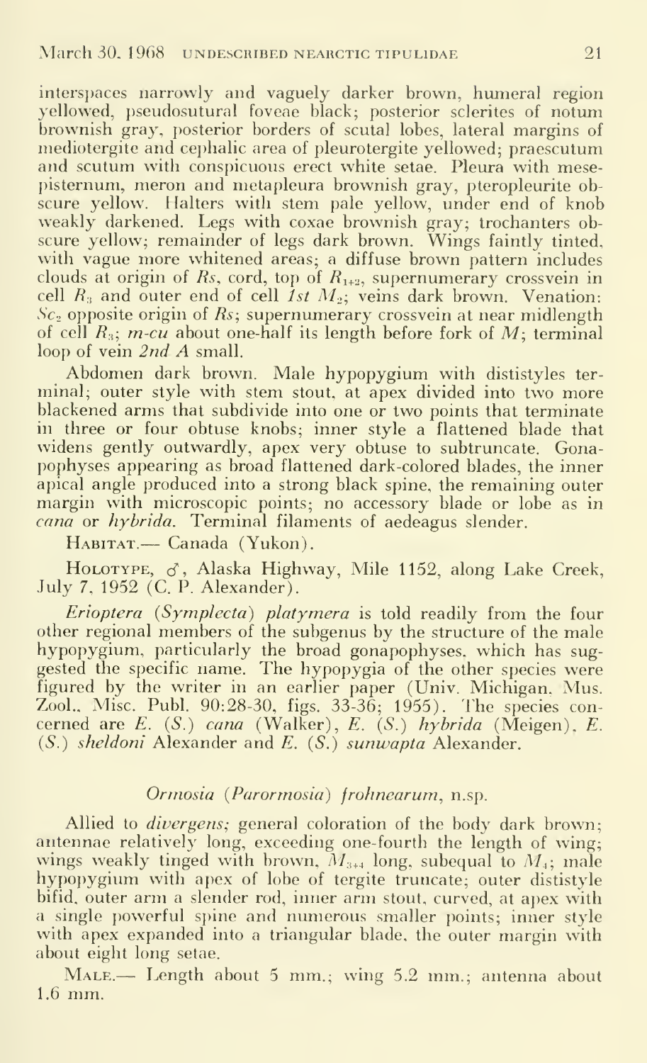interspaces narrowly and vaguely darker brown, humeral region yellowed, pseudosutural foveae black; posterior sclerites of notum brownish gray, posterior borders of scutal lobes, lateral margins of mediotergite and cephalic area of pleurotergite yellowed; praescutum and scutum with conspicuous erect white setae. Pleura with mesepisternum, meron and metapleura brownish gray, pteropleurite obscure yellow. Halters with stem pale yellow, under end of knob weakly darkened. Legs with coxae brownish gray; trochanters obscure yellow; remainder of legs dark brown. Wings faintly tinted, with vague more whitened areas; a diffuse brown pattern includes clouds at origin of *Rs*, cord, top of $R_{1+2}$, supernumerary crossvein in cell $R_3$ and outer end of cell *1st* $M_2$; veins dark brown. Venation: $Sc_2$ opposite origin of *Rs*; supernumerary crossvein at near midlength of cell $R_3$; *m-cu* about one-half its length before fork of *M*; terminal loop of vein *2nd A* small.

Abdomen dark brown. Male hypopygium with dististyles terminal; outer style with stem stout, at apex divided into two more blackened arms that subdivide into one or two points that terminate in three or four obtuse knobs; inner style a flattened blade that widens gently outwardly, apex very obtuse to subtruncate. Gonapophyses appearing as broad flattened dark-colored blades, the inner apical angle produced into a strong black spine, the remaining outer margin with microscopic points; no accessory blade or lobe as in *cana* or *hybrida*. Terminal filaments of aedeagus slender.

HABITAT.— Canada (Yukon).

HOLOTYPE, ♂, Alaska Highway, Mile 1152, along Lake Creek, July 7, 1952 (C. P. Alexander).

*Erioptera* (*Symplecta*) *platymera* is told readily from the four other regional members of the subgenus by the structure of the male hypopygium, particularly the broad gonapophyses, which has suggested the specific name. The hypopygia of the other species were figured by the writer in an earlier paper (Univ. Michigan. Mus. Zool., Misc. Publ. 90:28-30, figs. 33-36; 1955). The species concerned are *E.* (*S.*) *cana* (Walker), *E.* (*S.*) *hybrida* (Meigen), *E.* (*S.*) *sheldoni* Alexander and *E.* (*S.*) *sunwapta* Alexander.

### *Ormosia* (*Parormosia*) *frohnearum*, n.sp.

Allied to *divergens*; general coloration of the body dark brown; antennae relatively long, exceeding one-fourth the length of wing; wings weakly tinged with brown, $M_{3+4}$ long, subequal to $M_4$; male hypopygium with apex of lobe of tergite truncate; outer dististyle bifid, outer arm a slender rod, inner arm stout, curved, at apex with a single powerful spine and numerous smaller points; inner style with apex expanded into a triangular blade, the outer margin with about eight long setae.

MALE.— Length about 5 mm.; wing 5.2 mm.; antenna about 1.6 mm.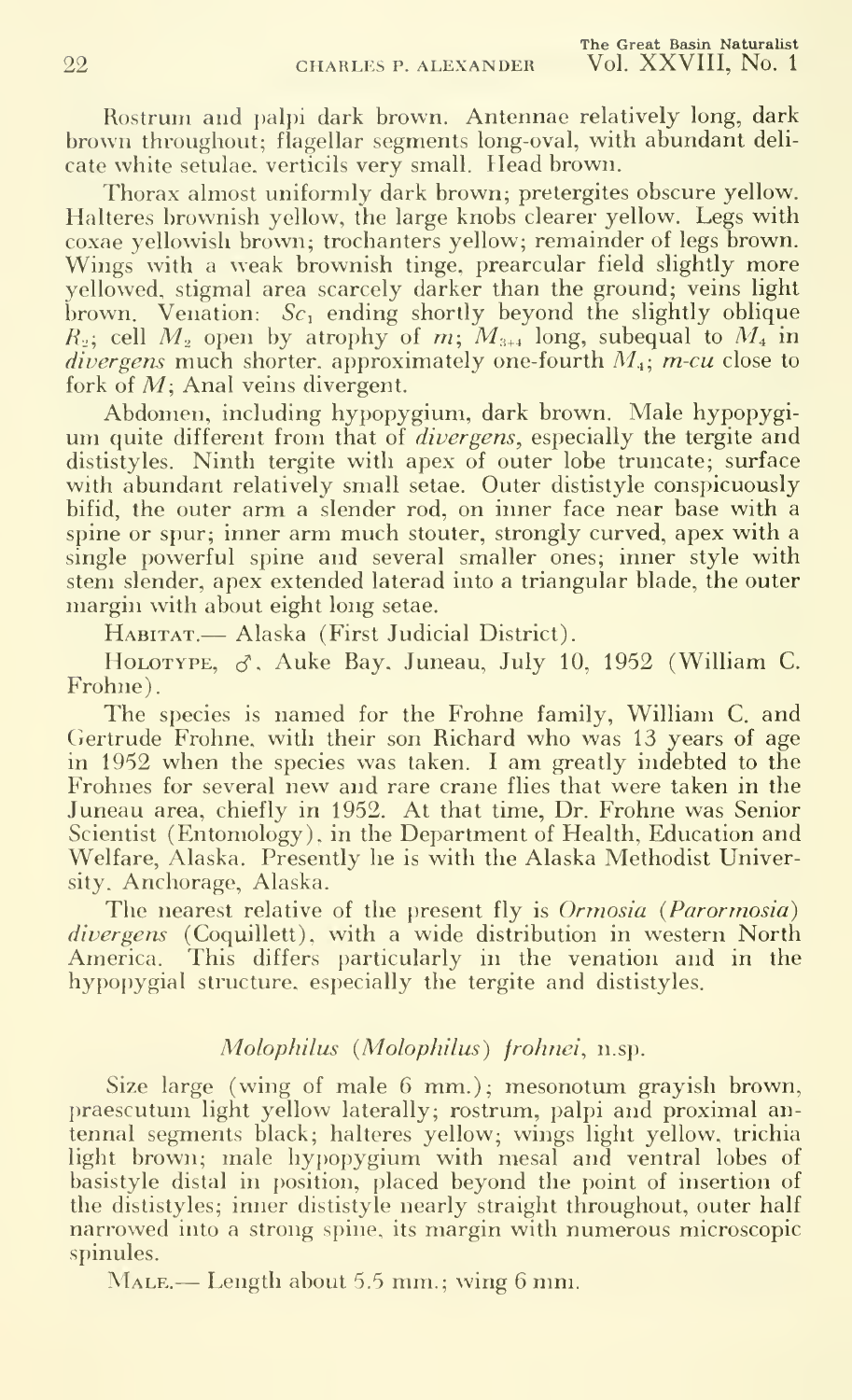Rostrum and palpi dark brown. Antennae relatively long, dark brown throughout; flagellar segments long-oval, with abundant delicate white setulae, verticils very small. Head brown.

Thorax almost uniformly dark brown; pretergites obscure yellow. Halteres brownish yellow, the large knobs clearer yellow. Legs with coxae yellowish brown; trochanters yellow; remainder of legs brown. Wings with a weak brownish tinge, prearcular field slightly more yellowed, stigmal area scarcely darker than the ground; veins light brown. Venation: $Sc_1$ ending shortly beyond the slightly oblique $R_2$; cell $M_2$ open by atrophy of $m$; $M_{3+4}$ long, subequal to $M_4$ in *divergens* much shorter, approximately one-fourth $M_4$; *m-cu* close to fork of $M$; Anal veins divergent.

Abdomen, including hypopygium, dark brown. Male hypopygium quite different from that of *divergens*, especially the tergite and dististyles. Ninth tergite with apex of outer lobe truncate; surface with abundant relatively small setae. Outer dististyle conspicuously bifid, the outer arm a slender rod, on inner face near base with a spine or spur; inner arm much stouter, strongly curved, apex with a single powerful spine and several smaller ones; inner style with stem slender, apex extended laterad into a triangular blade, the outer margin with about eight long setae.

Habitat.— Alaska (First Judicial District).

Holotype, ♂, Auke Bay, Juneau, July 10, 1952 (William C. Frohne).

The species is named for the Frohne family, William C. and Gertrude Frohne, with their son Richard who was 13 years of age in 1952 when the species was taken. I am greatly indebted to the Frohnes for several new and rare crane flies that were taken in the Juneau area, chiefly in 1952. At that time, Dr. Frohne was Senior Scientist (Entomology), in the Department of Health, Education and Welfare, Alaska. Presently he is with the Alaska Methodist University, Anchorage, Alaska.

The nearest relative of the present fly is *Ormosia* (*Parormosia*) *divergens* (Coquillett), with a wide distribution in western North America. This differs particularly in the venation and in the hypopygial structure, especially the tergite and dististyles.

### *Molophilus* (*Molophilus*) *frohnei*, n.sp.

Size large (wing of male 6 mm.); mesonotum grayish brown, praescutum light yellow laterally; rostrum, palpi and proximal antennal segments black; halteres yellow; wings light yellow, trichia light brown; male hypopygium with mesal and ventral lobes of basistyle distal in position, placed beyond the point of insertion of the dististyles; inner dististyle nearly straight throughout, outer half narrowed into a strong spine, its margin with numerous microscopic spinules.

Male.— Length about 5.5 mm.; wing 6 mm.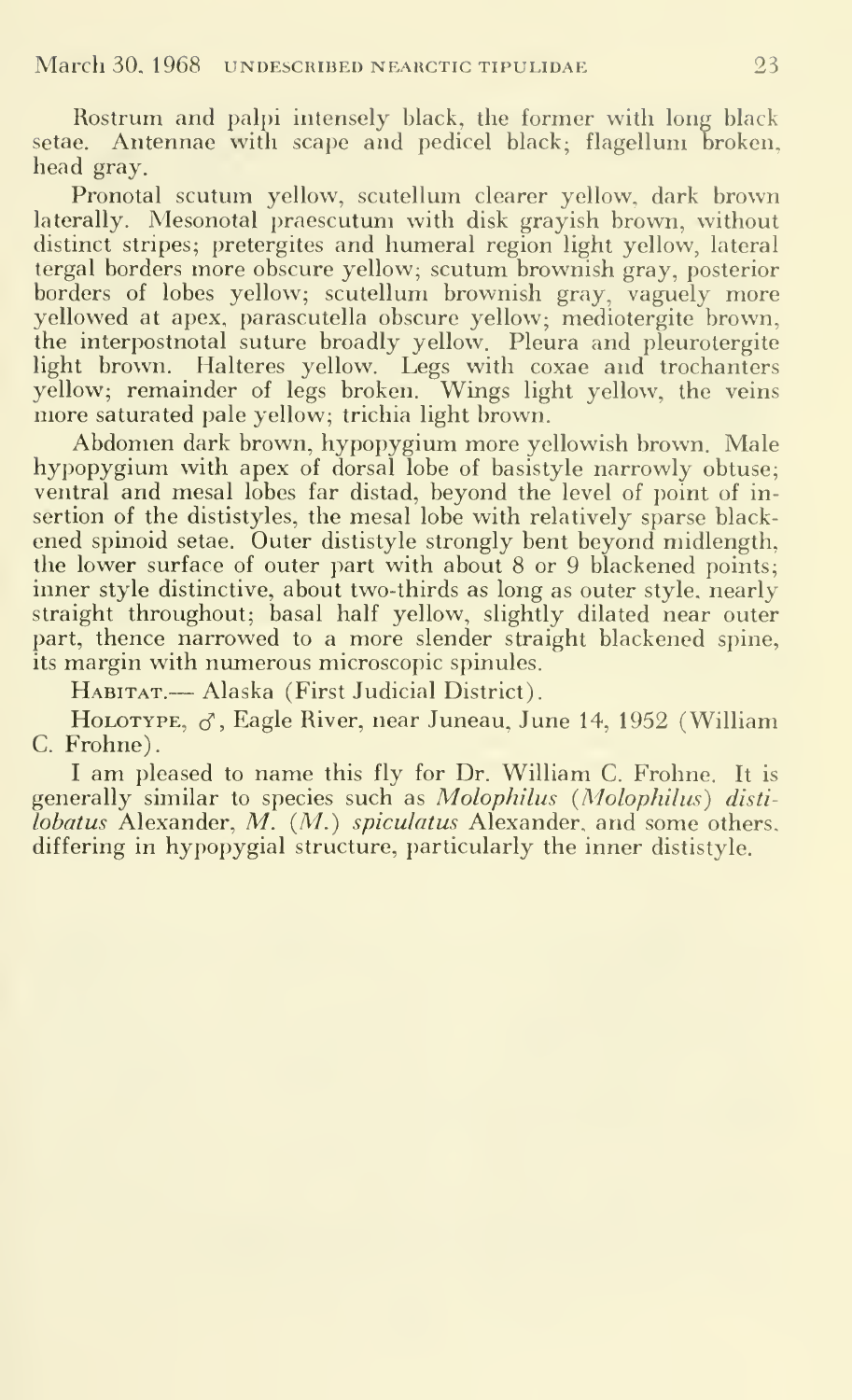Rostrum and palpi intensely black, the former with long black setae. Antennae with scape and pedicel black; flagellum broken, head gray.

Pronotal scutum yellow, scutellum clearer yellow, dark brown laterally. Mesonotal praescutum with disk grayish brown, without distinct stripes; pretergites and humeral region light yellow, lateral tergal borders more obscure yellow; scutum brownish gray, posterior borders of lobes yellow; scutellum brownish gray, vaguely more yellowed at apex, parascutella obscure yellow; mediotergite brown, the interpostnotal suture broadly yellow. Pleura and pleurotergite light brown. Halteres yellow. Legs with coxae and trochanters yellow; remainder of legs broken. Wings light yellow, the veins more saturated pale yellow; trichia light brown.

Abdomen dark brown, hypopygium more yellowish brown. Male hypopygium with apex of dorsal lobe of basistyle narrowly obtuse; ventral and mesal lobes far distad, beyond the level of point of insertion of the dististyles, the mesal lobe with relatively sparse blackened spinoid setae. Outer dististyle strongly bent beyond midlength, the lower surface of outer part with about 8 or 9 blackened points; inner style distinctive, about two-thirds as long as outer style, nearly straight throughout; basal half yellow, slightly dilated near outer part, thence narrowed to a more slender straight blackened spine, its margin with numerous microscopic spinules.

Habitat.— Alaska (First Judicial District).

Holotype, ♂, Eagle River, near Juneau, June 14, 1952 (William C. Frohne).

I am pleased to name this fly for Dr. William C. Frohne. It is generally similar to species such as *Molophilus* (*Molophilus*) *distilobatus* Alexander, *M.* (*M.*) *spiculatus* Alexander, and some others, differing in hypopygial structure, particularly the inner dististyle.